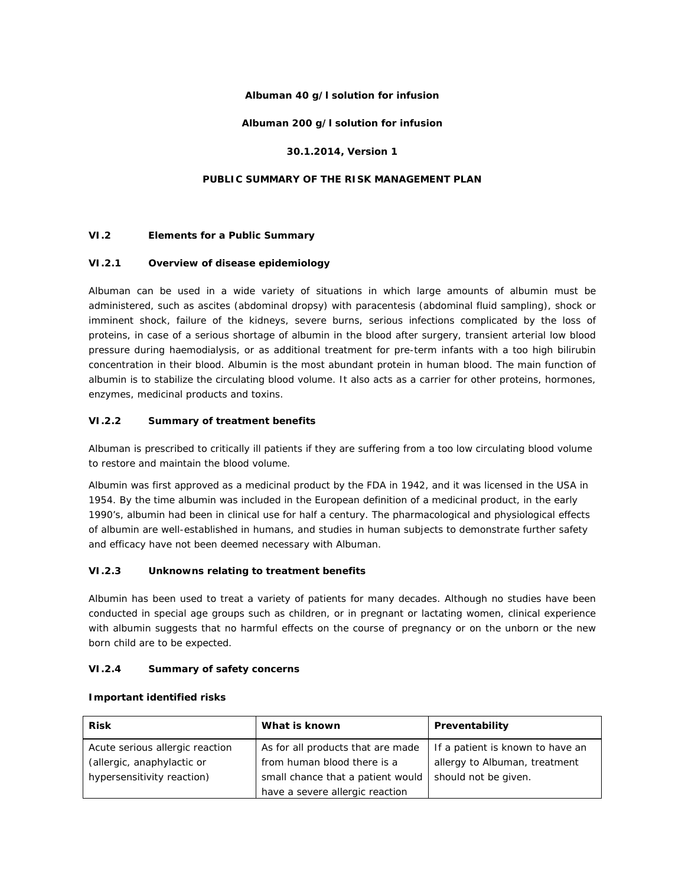**Albuman 40 g/l solution for infusion**

**Albuman 200 g/l solution for infusion**

**30.1.2014, Version 1**

**PUBLIC SUMMARY OF THE RISK MANAGEMENT PLAN**

## VI.2 Elements for a Public Summary

### VI.2.1 Overview of disease epidemiology

Albuman can be used in a wide variety of situations in which large amounts of albumin must be administered, such as ascites (abdominal dropsy) with paracentesis (abdominal fluid sampling), shock or imminent shock, failure of the kidneys, severe burns, serious infections complicated by the loss of proteins, in case of a serious shortage of albumin in the blood after surgery, transient arterial low blood pressure during haemodialysis, or as additional treatment for pre-term infants with a too high bilirubin concentration in their blood. Albumin is the most abundant protein in human blood. The main function of albumin is to stabilize the circulating blood volume. It also acts as a carrier for other proteins, hormones, enzymes, medicinal products and toxins.

### VI.2.2 Summary of treatment benefits

Albuman is prescribed to critically ill patients if they are suffering from a too low circulating blood volume to restore and maintain the blood volume.

Albumin was first approved as a medicinal product by the FDA in 1942, and it was licensed in the USA in 1954. By the time albumin was included in the European definition of a medicinal product, in the early 1990's, albumin had been in clinical use for half a century. The pharmacological and physiological effects of albumin are well-established in humans, and studies in human subjects to demonstrate further safety and efficacy have not been deemed necessary with Albuman.

### VI.2.3 Unknowns relating to treatment benefits

Albumin has been used to treat a variety of patients for many decades. Although no studies have been conducted in special age groups such as children, or in pregnant or lactating women, clinical experience with albumin suggests that no harmful effects on the course of pregnancy or on the unborn or the new born child are to be expected.

### VI.2.4 Summary of safety concerns

**Important identified risks**

| Risk | What is known | Preventability |
|---|---|---|
| Acute serious allergic reaction (allergic, anaphylactic or hypersensitivity reaction) | As for all products that are made from human blood there is a small chance that a patient would have a severe allergic reaction | If a patient is known to have an allergy to Albuman, treatment should not be given. |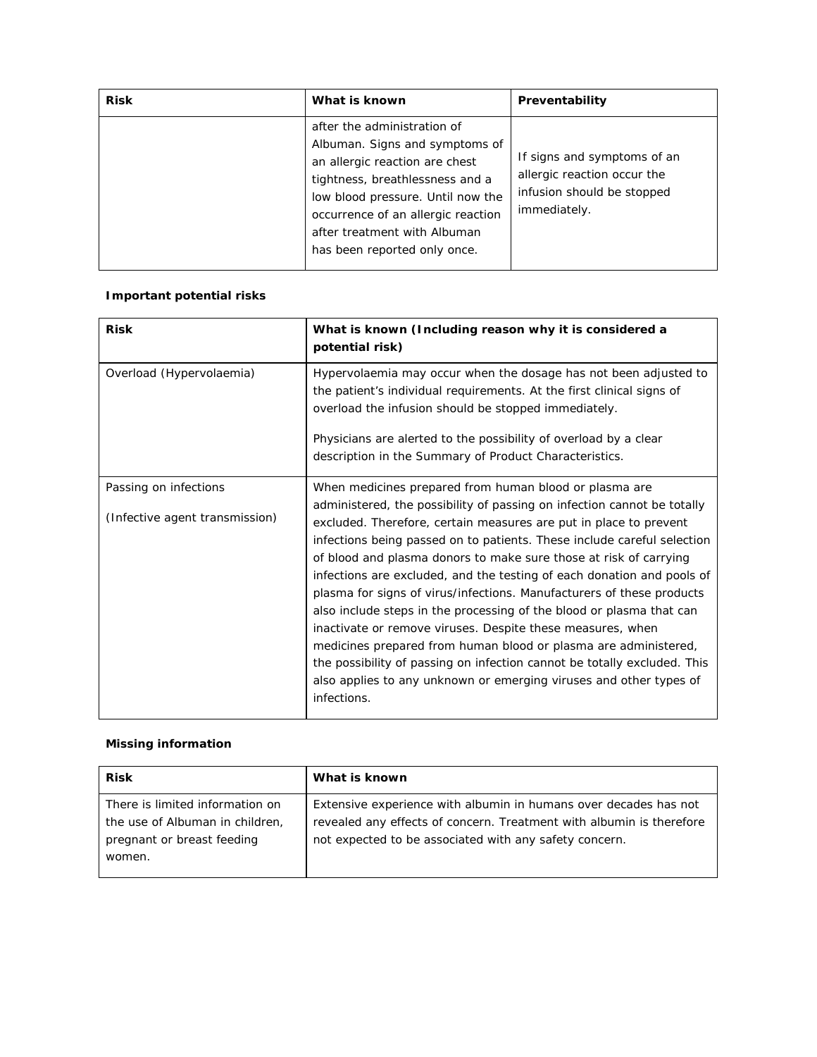| Risk | What is known | Preventability |
|---|---|---|
| | after the administration of Albuman. Signs and symptoms of an allergic reaction are chest tightness, breathlessness and a low blood pressure. Until now the occurrence of an allergic reaction after treatment with Albuman has been reported only once. | If signs and symptoms of an allergic reaction occur the infusion should be stopped immediately. |

**Important potential risks**

| Risk | What is known (Including reason why it is considered a potential risk) |
|---|---|
| Overload (Hypervolaemia) | Hypervolaemia may occur when the dosage has not been adjusted to the patient's individual requirements. At the first clinical signs of overload the infusion should be stopped immediately.<br><br>Physicians are alerted to the possibility of overload by a clear description in the Summary of Product Characteristics. |
| Passing on infections<br><br>(Infective agent transmission) | When medicines prepared from human blood or plasma are administered, the possibility of passing on infection cannot be totally excluded. Therefore, certain measures are put in place to prevent infections being passed on to patients. These include careful selection of blood and plasma donors to make sure those at risk of carrying infections are excluded, and the testing of each donation and pools of plasma for signs of virus/infections. Manufacturers of these products also include steps in the processing of the blood or plasma that can inactivate or remove viruses. Despite these measures, when medicines prepared from human blood or plasma are administered, the possibility of passing on infection cannot be totally excluded. This also applies to any unknown or emerging viruses and other types of infections. |

**Missing information**

| Risk | What is known |
|---|---|
| There is limited information on the use of Albuman in children, pregnant or breast feeding women. | Extensive experience with albumin in humans over decades has not revealed any effects of concern. Treatment with albumin is therefore not expected to be associated with any safety concern. |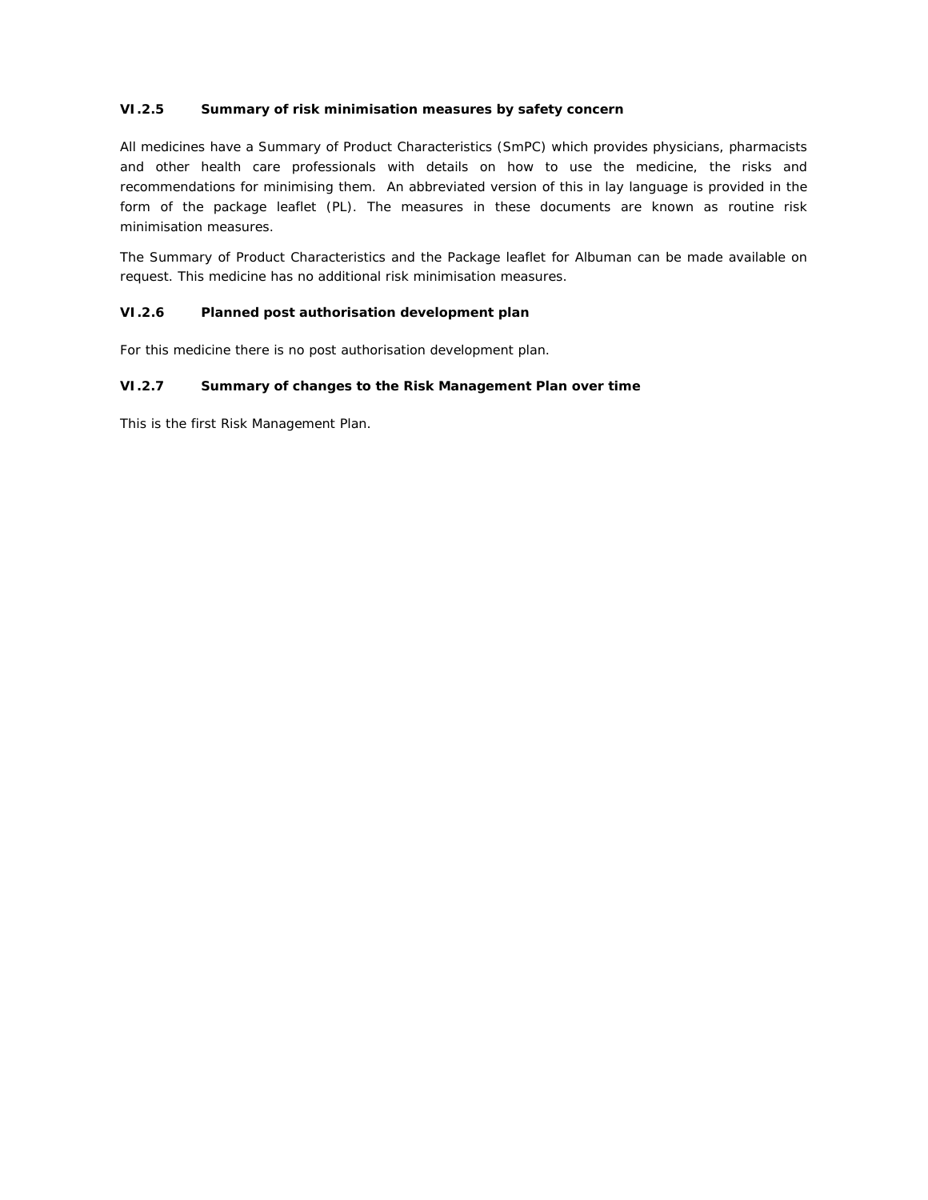### VI.2.5 Summary of risk minimisation measures by safety concern

All medicines have a Summary of Product Characteristics (SmPC) which provides physicians, pharmacists and other health care professionals with details on how to use the medicine, the risks and recommendations for minimising them. An abbreviated version of this in lay language is provided in the form of the package leaflet (PL). The measures in these documents are known as routine risk minimisation measures.

The Summary of Product Characteristics and the Package leaflet for Albuman can be made available on request. This medicine has no additional risk minimisation measures.

### VI.2.6 Planned post authorisation development plan

For this medicine there is no post authorisation development plan.

### VI.2.7 Summary of changes to the Risk Management Plan over time

This is the first Risk Management Plan.